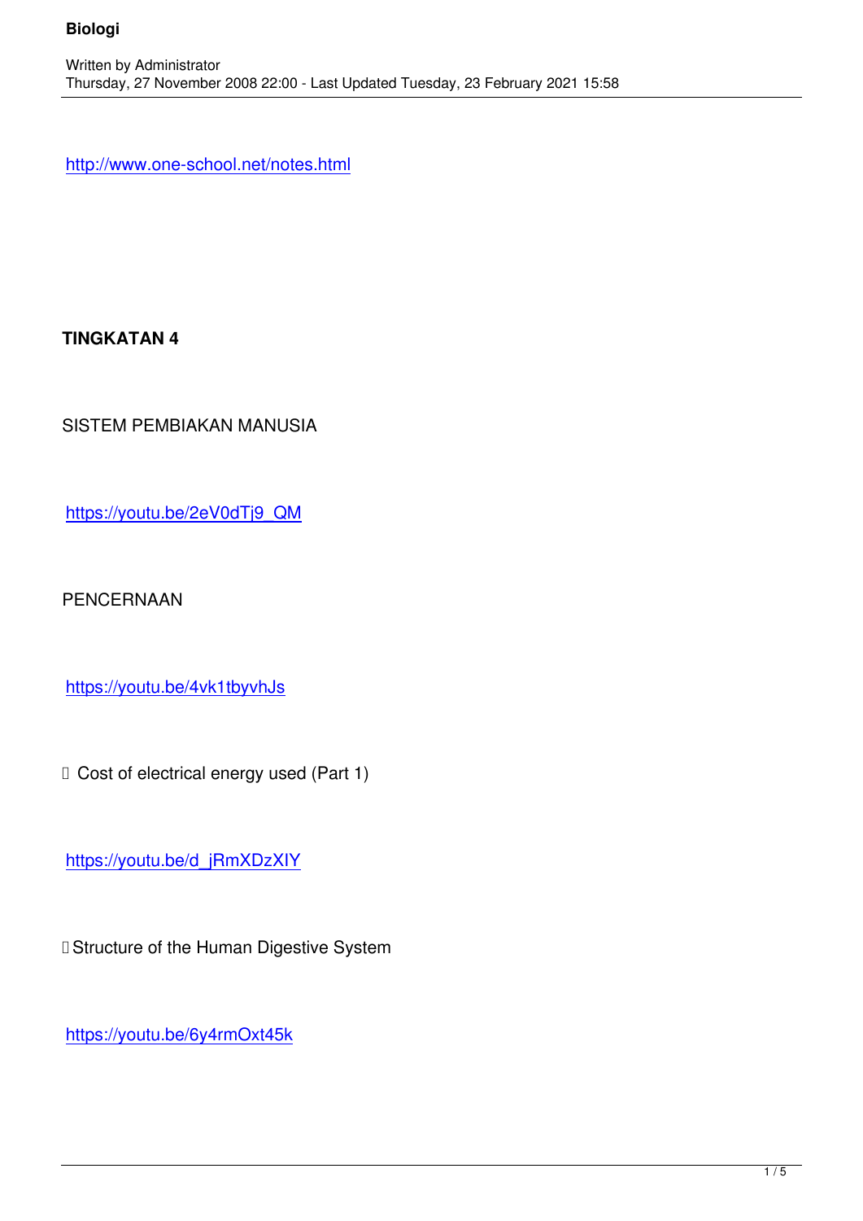http://www.one-school.net/notes.html

## TINGKATAN 4

SISTEM PEMBIAKAN MANUSIA

https://youtu.be/2eV0dTj9_QM

PENCERNAAN

https://youtu.be/4vk1tbyvhJs

 Cost of electrical energy used (Part 1)

https://youtu.be/d_jRmXDzXIY

 Structure of the Human Digestive System

https://youtu.be/6y4rmOxt45k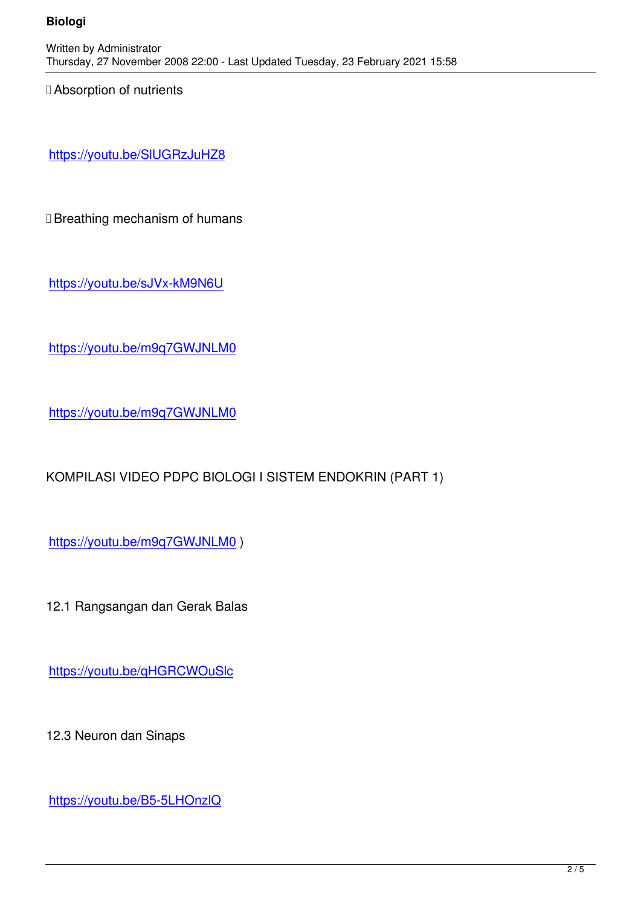Absorption of nutrients

https://youtu.be/SlUGRzJuHZ8

 Breathing mechanism of humans

https://youtu.be/sJVx-kM9N6U

https://youtu.be/m9q7GWJNLM0

https://youtu.be/m9q7GWJNLM0

KOMPILASI VIDEO PDPC BIOLOGI I SISTEM ENDOKRIN (PART 1)

https://youtu.be/m9q7GWJNLM0 )

12.1 Rangsangan dan Gerak Balas

https://youtu.be/qHGRCWOuSlc

12.3 Neuron dan Sinaps

https://youtu.be/B5-5LHOnzlQ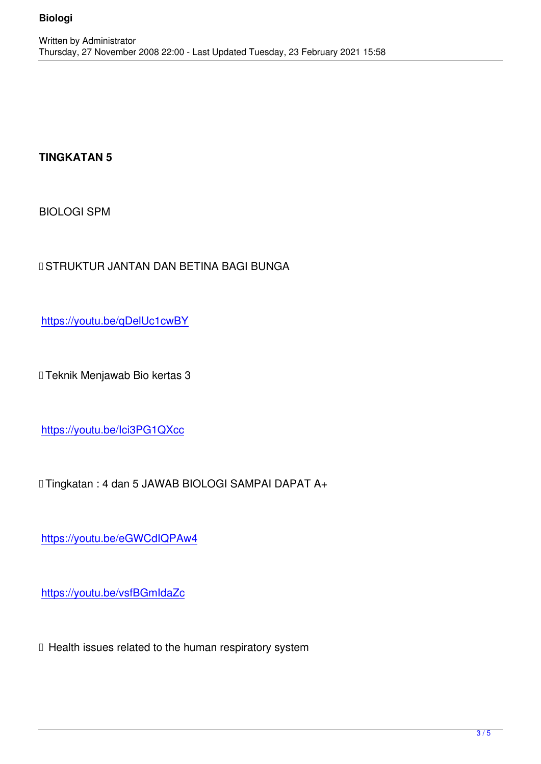**TINGKATAN 5**

BIOLOGI SPM

 STRUKTUR JANTAN DAN BETINA BAGI BUNGA

https://youtu.be/qDelUc1cwBY

 Teknik Menjawab Bio kertas 3

https://youtu.be/lci3PG1QXcc

 Tingkatan : 4 dan 5 JAWAB BIOLOGI SAMPAI DAPAT A+

https://youtu.be/eGWCdIQPAw4

https://youtu.be/vsfBGmIdaZc

 Health issues related to the human respiratory system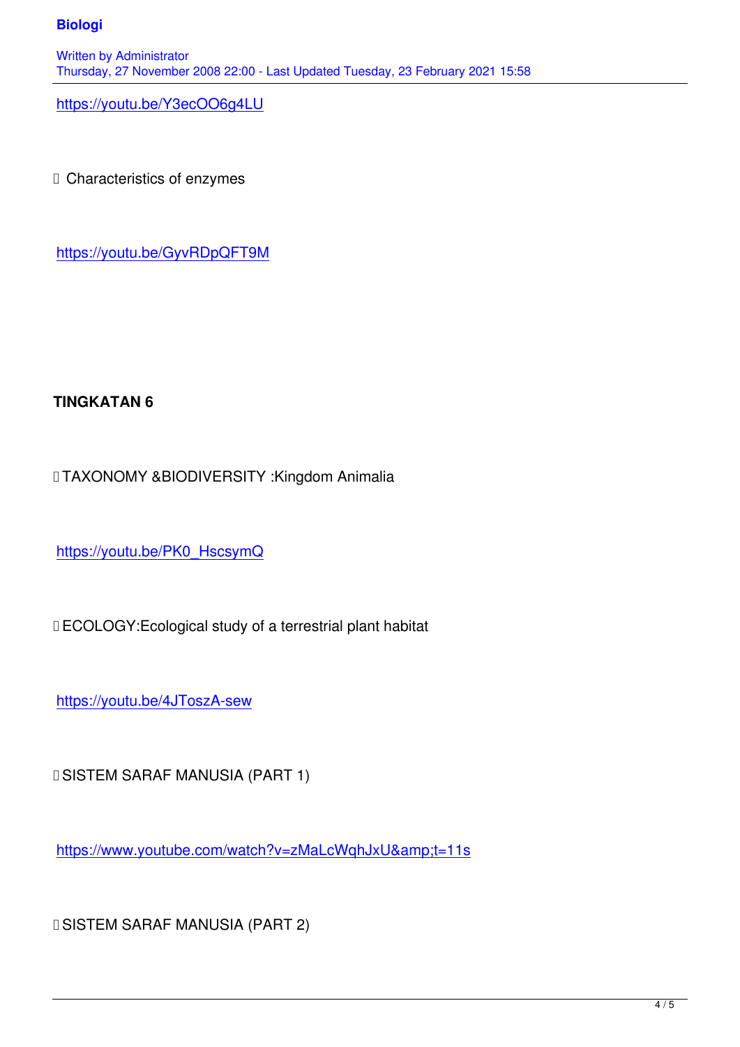https://youtu.be/Y3ecOO6g4LU

- Characteristics of enzymes

https://youtu.be/GyvRDpQFT9M

**TINGKATAN 6**

- TAXONOMY &BIODIVERSITY :Kingdom Animalia

https://youtu.be/PK0_HscsymQ

- ECOLOGY:Ecological study of a terrestrial plant habitat

https://youtu.be/4JToszA-sew

- SISTEM SARAF MANUSIA (PART 1)

https://www.youtube.com/watch?v=zMaLcWqhJxU&amp;t=11s

- SISTEM SARAF MANUSIA (PART 2)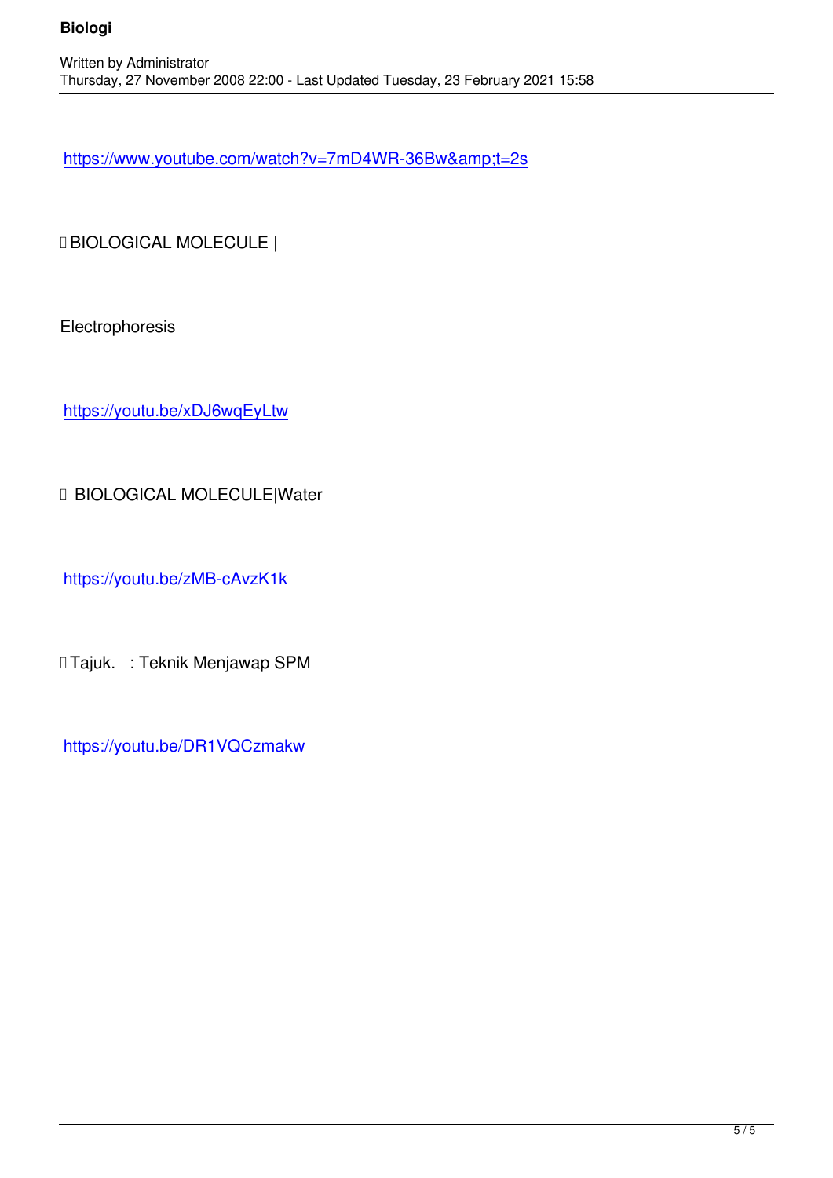https://www.youtube.com/watch?v=7mD4WR-36Bw&amp;t=2s

 BIOLOGICAL MOLECULE |

Electrophoresis

https://youtu.be/xDJ6wqEyLtw

  BIOLOGICAL MOLECULE|Water

https://youtu.be/zMB-cAvzK1k

 Tajuk.   : Teknik Menjawap SPM

https://youtu.be/DR1VQCzmakw